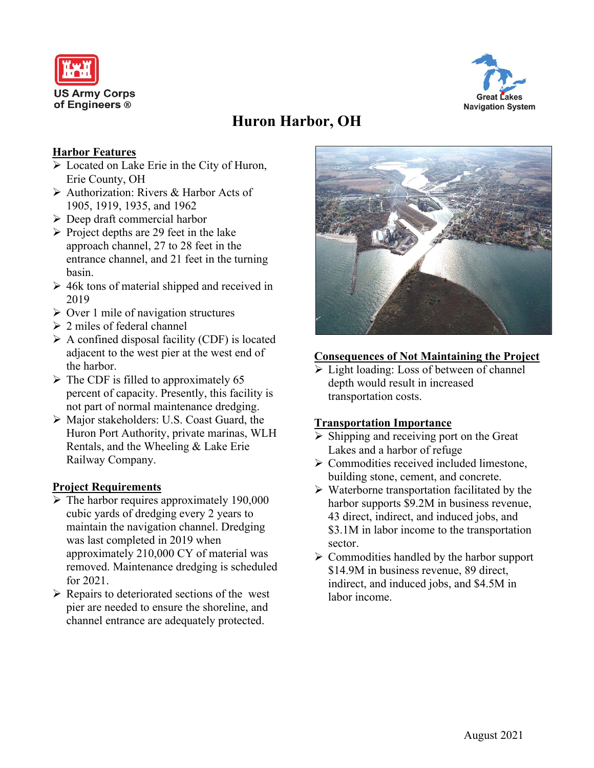# Huron Harbor, OH

## Harbor Features

- Located on Lake Erie in the City of Huron, Erie County, OH
- Authorization: Rivers & Harbor Acts of 1905, 1919, 1935, and 1962
- Deep draft commercial harbor
- Project depths are 29 feet in the lake approach channel, 27 to 28 feet in the entrance channel, and 21 feet in the turning basin.
- 46k tons of material shipped and received in 2019
- Over 1 mile of navigation structures
- 2 miles of federal channel
- A confined disposal facility (CDF) is located adjacent to the west pier at the west end of the harbor.
- The CDF is filled to approximately 65 percent of capacity. Presently, this facility is not part of normal maintenance dredging.
- Major stakeholders: U.S. Coast Guard, the Huron Port Authority, private marinas, WLH Rentals, and the Wheeling & Lake Erie Railway Company.

## Project Requirements

- The harbor requires approximately 190,000 cubic yards of dredging every 2 years to maintain the navigation channel. Dredging was last completed in 2019 when approximately 210,000 CY of material was removed. Maintenance dredging is scheduled for 2021.
- Repairs to deteriorated sections of the west pier are needed to ensure the shoreline, and channel entrance are adequately protected.

## Consequences of Not Maintaining the Project

- Light loading: Loss of between of channel depth would result in increased transportation costs.

## Transportation Importance

- Shipping and receiving port on the Great Lakes and a harbor of refuge
- Commodities received included limestone, building stone, cement, and concrete.
- Waterborne transportation facilitated by the harbor supports $9.2M in business revenue, 43 direct, indirect, and induced jobs, and $3.1M in labor income to the transportation sector.
- Commodities handled by the harbor support $14.9M in business revenue, 89 direct, indirect, and induced jobs, and $4.5M in labor income.

August 2021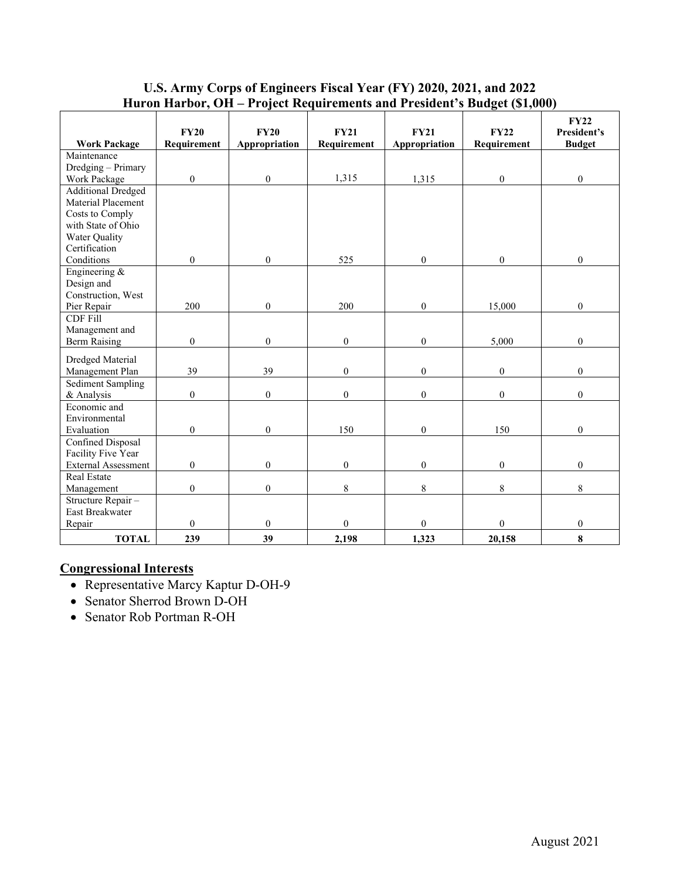## U.S. Army Corps of Engineers Fiscal Year (FY) 2020, 2021, and 2022
## Huron Harbor, OH – Project Requirements and President's Budget ($1,000)

| Work Package | FY20 Requirement | FY20 Appropriation | FY21 Requirement | FY21 Appropriation | FY22 Requirement | FY22 President's Budget |
|---|---|---|---|---|---|---|
| Maintenance Dredging – Primary Work Package | 0 | 0 | 1,315 | 1,315 | 0 | 0 |
| Additional Dredged Material Placement Costs to Comply with State of Ohio Water Quality Certification Conditions | 0 | 0 | 525 | 0 | 0 | 0 |
| Engineering & Design and Construction, West Pier Repair | 200 | 0 | 200 | 0 | 15,000 | 0 |
| CDF Fill Management and Berm Raising | 0 | 0 | 0 | 0 | 5,000 | 0 |
| Dredged Material Management Plan | 39 | 39 | 0 | 0 | 0 | 0 |
| Sediment Sampling & Analysis | 0 | 0 | 0 | 0 | 0 | 0 |
| Economic and Environmental Evaluation | 0 | 0 | 150 | 0 | 150 | 0 |
| Confined Disposal Facility Five Year External Assessment | 0 | 0 | 0 | 0 | 0 | 0 |
| Real Estate Management | 0 | 0 | 8 | 8 | 8 | 8 |
| Structure Repair – East Breakwater Repair | 0 | 0 | 0 | 0 | 0 | 0 |
| **TOTAL** | **239** | **39** | **2,198** | **1,323** | **20,158** | **8** |

## Congressional Interests

- Representative Marcy Kaptur D-OH-9
- Senator Sherrod Brown D-OH
- Senator Rob Portman R-OH

August 2021